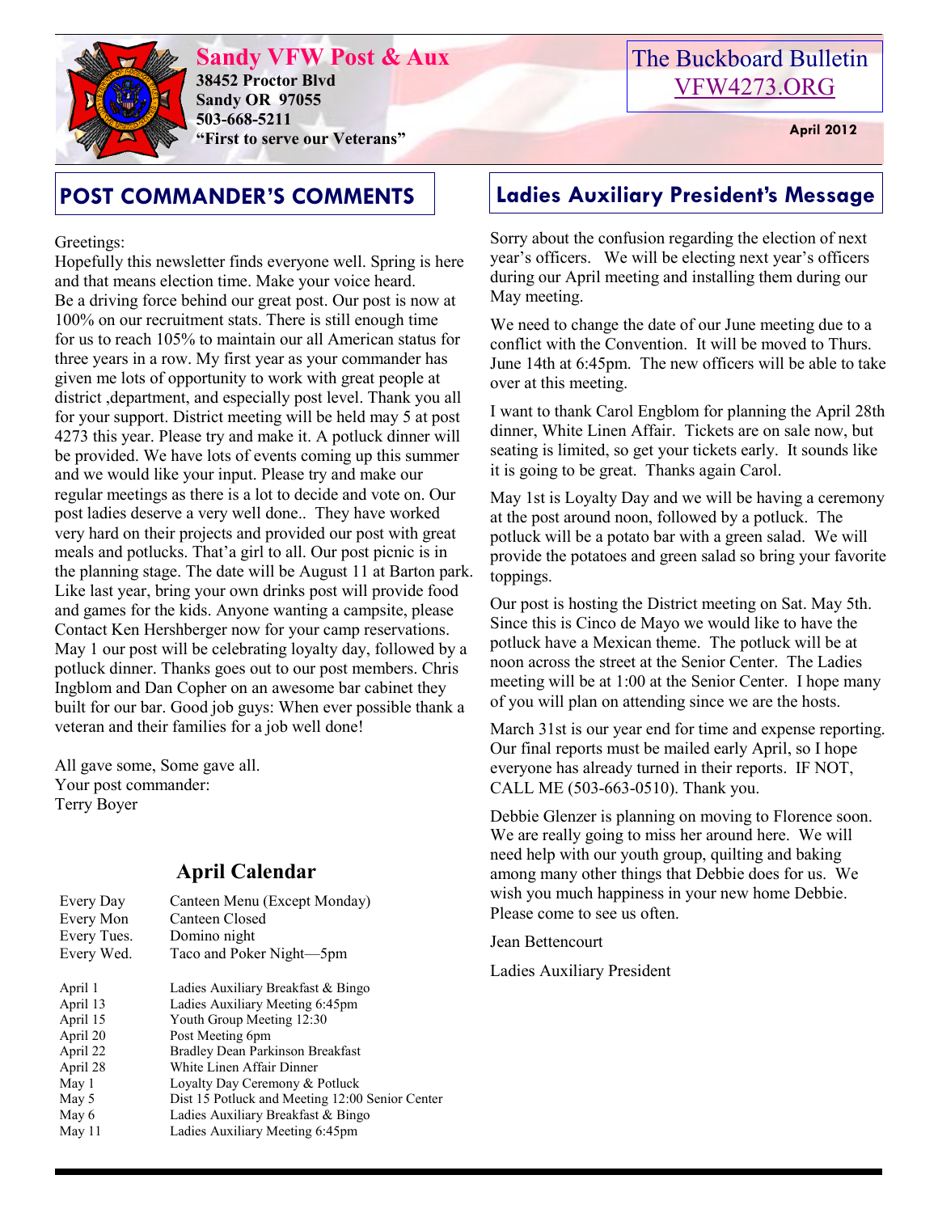# Sandy VFW Post & Aux

**38452 Proctor Blvd**
**Sandy OR 97055**
**503-668-5211**
**"First to serve our Veterans"**

The Buckboard Bulletin
VFW4273.ORG

**April 2012**

## POST COMMANDER'S COMMENTS

Greetings:

Hopefully this newsletter finds everyone well. Spring is here and that means election time. Make your voice heard. Be a driving force behind our great post. Our post is now at 100% on our recruitment stats. There is still enough time for us to reach 105% to maintain our all American status for three years in a row. My first year as your commander has given me lots of opportunity to work with great people at district ,department, and especially post level. Thank you all for your support. District meeting will be held may 5 at post 4273 this year. Please try and make it. A potluck dinner will be provided. We have lots of events coming up this summer and we would like your input. Please try and make our regular meetings as there is a lot to decide and vote on. Our post ladies deserve a very well done.. They have worked very hard on their projects and provided our post with great meals and potlucks. That'a girl to all. Our post picnic is in the planning stage. The date will be August 11 at Barton park. Like last year, bring your own drinks post will provide food and games for the kids. Anyone wanting a campsite, please Contact Ken Hershberger now for your camp reservations. May 1 our post will be celebrating loyalty day, followed by a potluck dinner. Thanks goes out to our post members. Chris Ingblom and Dan Copher on an awesome bar cabinet they built for our bar. Good job guys: When ever possible thank a veteran and their families for a job well done!

All gave some, Some gave all.
Your post commander:
Terry Boyer

## April Calendar

| | |
|---|---|
| Every Day | Canteen Menu (Except Monday) |
| Every Mon | Canteen Closed |
| Every Tues. | Domino night |
| Every Wed. | Taco and Poker Night—5pm |
| April 1 | Ladies Auxiliary Breakfast & Bingo |
| April 13 | Ladies Auxiliary Meeting 6:45pm |
| April 15 | Youth Group Meeting 12:30 |
| April 20 | Post Meeting 6pm |
| April 22 | Bradley Dean Parkinson Breakfast |
| April 28 | White Linen Affair Dinner |
| May 1 | Loyalty Day Ceremony & Potluck |
| May 5 | Dist 15 Potluck and Meeting 12:00 Senior Center |
| May 6 | Ladies Auxiliary Breakfast & Bingo |
| May 11 | Ladies Auxiliary Meeting 6:45pm |

## Ladies Auxiliary President's Message

Sorry about the confusion regarding the election of next year's officers. We will be electing next year's officers during our April meeting and installing them during our May meeting.

We need to change the date of our June meeting due to a conflict with the Convention. It will be moved to Thurs. June 14th at 6:45pm. The new officers will be able to take over at this meeting.

I want to thank Carol Engblom for planning the April 28th dinner, White Linen Affair. Tickets are on sale now, but seating is limited, so get your tickets early. It sounds like it is going to be great. Thanks again Carol.

May 1st is Loyalty Day and we will be having a ceremony at the post around noon, followed by a potluck. The potluck will be a potato bar with a green salad. We will provide the potatoes and green salad so bring your favorite toppings.

Our post is hosting the District meeting on Sat. May 5th. Since this is Cinco de Mayo we would like to have the potluck have a Mexican theme. The potluck will be at noon across the street at the Senior Center. The Ladies meeting will be at 1:00 at the Senior Center. I hope many of you will plan on attending since we are the hosts.

March 31st is our year end for time and expense reporting. Our final reports must be mailed early April, so I hope everyone has already turned in their reports. IF NOT, CALL ME (503-663-0510). Thank you.

Debbie Glenzer is planning on moving to Florence soon. We are really going to miss her around here. We will need help with our youth group, quilting and baking among many other things that Debbie does for us. We wish you much happiness in your new home Debbie. Please come to see us often.

Jean Bettencourt

Ladies Auxiliary President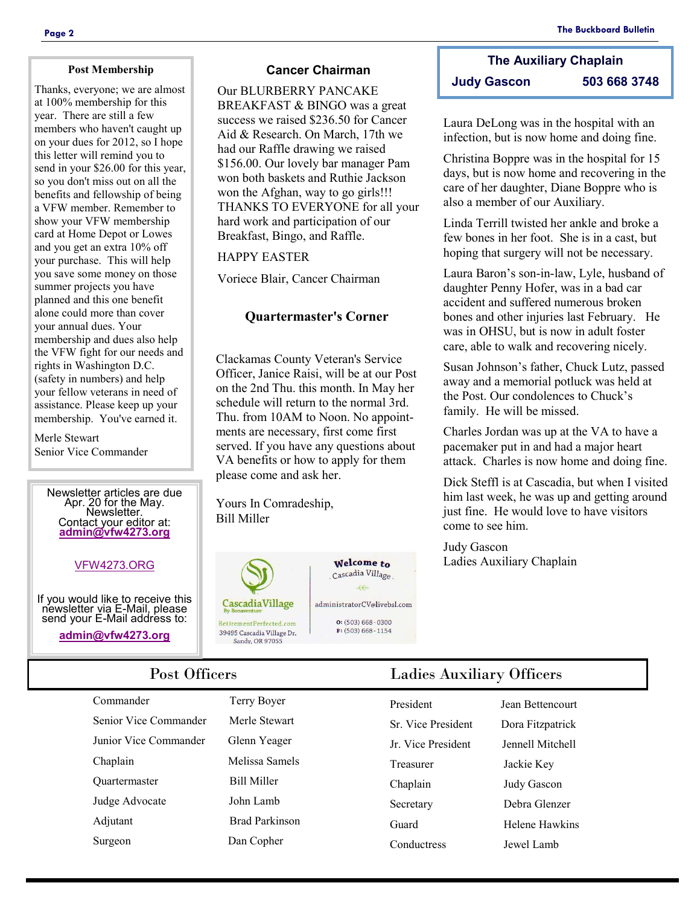## Post Membership

Thanks, everyone; we are almost at 100% membership for this year. There are still a few members who haven't caught up on your dues for 2012, so I hope this letter will remind you to send in your $26.00 for this year, so you don't miss out on all the benefits and fellowship of being a VFW member. Remember to show your VFW membership card at Home Depot or Lowes and you get an extra 10% off your purchase. This will help you save some money on those summer projects you have planned and this one benefit alone could more than cover your annual dues. Your membership and dues also help the VFW fight for our needs and rights in Washington D.C. (safety in numbers) and help your fellow veterans in need of assistance. Please keep up your membership. You've earned it.

Merle Stewart
Senior Vice Commander

Newsletter articles are due Apr. 20 for the May. Newsletter.
Contact your editor at:
**admin@vfw4273.org**

VFW4273.ORG

If you would like to receive this newsletter via E-Mail, please send your E-Mail address to:
**admin@vfw4273.org**

## Cancer Chairman

Our BLURBERRY PANCAKE BREAKFAST & BINGO was a great success we raised $236.50 for Cancer Aid & Research. On March, 17th we had our Raffle drawing we raised $156.00. Our lovely bar manager Pam won both baskets and Ruthie Jackson won the Afghan, way to go girls!!! THANKS TO EVERYONE for all your hard work and participation of our Breakfast, Bingo, and Raffle.

HAPPY EASTER

Voriece Blair, Cancer Chairman

## Quartermaster's Corner

Clackamas County Veteran's Service Officer, Janice Raisi, will be at our Post on the 2nd Thu. this month. In May her schedule will return to the normal 3rd. Thu. from 10AM to Noon. No appointments are necessary, first come first served. If you have any questions about VA benefits or how to apply for them please come and ask her.

Yours In Comradeship,
Bill Miller

Cascadia Village By Bonaventure
RetirementPerfected.com
39495 Cascadia Village Dr.
Sandy, OR 97055

Welcome to Cascadia Village
administratorCV@livebsl.com
O: (503) 668-0300
F: (503) 668-1154

## The Auxiliary Chaplain

**Judy Gascon 503 668 3748**

Laura DeLong was in the hospital with an infection, but is now home and doing fine.

Christina Boppre was in the hospital for 15 days, but is now home and recovering in the care of her daughter, Diane Boppre who is also a member of our Auxiliary.

Linda Terrill twisted her ankle and broke a few bones in her foot. She is in a cast, but hoping that surgery will not be necessary.

Laura Baron's son-in-law, Lyle, husband of daughter Penny Hofer, was in a bad car accident and suffered numerous broken bones and other injuries last February. He was in OHSU, but is now in adult foster care, able to walk and recovering nicely.

Susan Johnson's father, Chuck Lutz, passed away and a memorial potluck was held at the Post. Our condolences to Chuck's family. He will be missed.

Charles Jordan was up at the VA to have a pacemaker put in and had a major heart attack. Charles is now home and doing fine.

Dick Steffl is at Cascadia, but when I visited him last week, he was up and getting around just fine. He would love to have visitors come to see him.

Judy Gascon
Ladies Auxiliary Chaplain

## Post Officers

| | |
|---|---|
| Commander | Terry Boyer |
| Senior Vice Commander | Merle Stewart |
| Junior Vice Commander | Glenn Yeager |
| Chaplain | Melissa Samels |
| Quartermaster | Bill Miller |
| Judge Advocate | John Lamb |
| Adjutant | Brad Parkinson |
| Surgeon | Dan Copher |

## Ladies Auxiliary Officers

| | |
|---|---|
| President | Jean Bettencourt |
| Sr. Vice President | Dora Fitzpatrick |
| Jr. Vice President | Jennell Mitchell |
| Treasurer | Jackie Key |
| Chaplain | Judy Gascon |
| Secretary | Debra Glenzer |
| Guard | Helene Hawkins |
| Conductress | Jewel Lamb |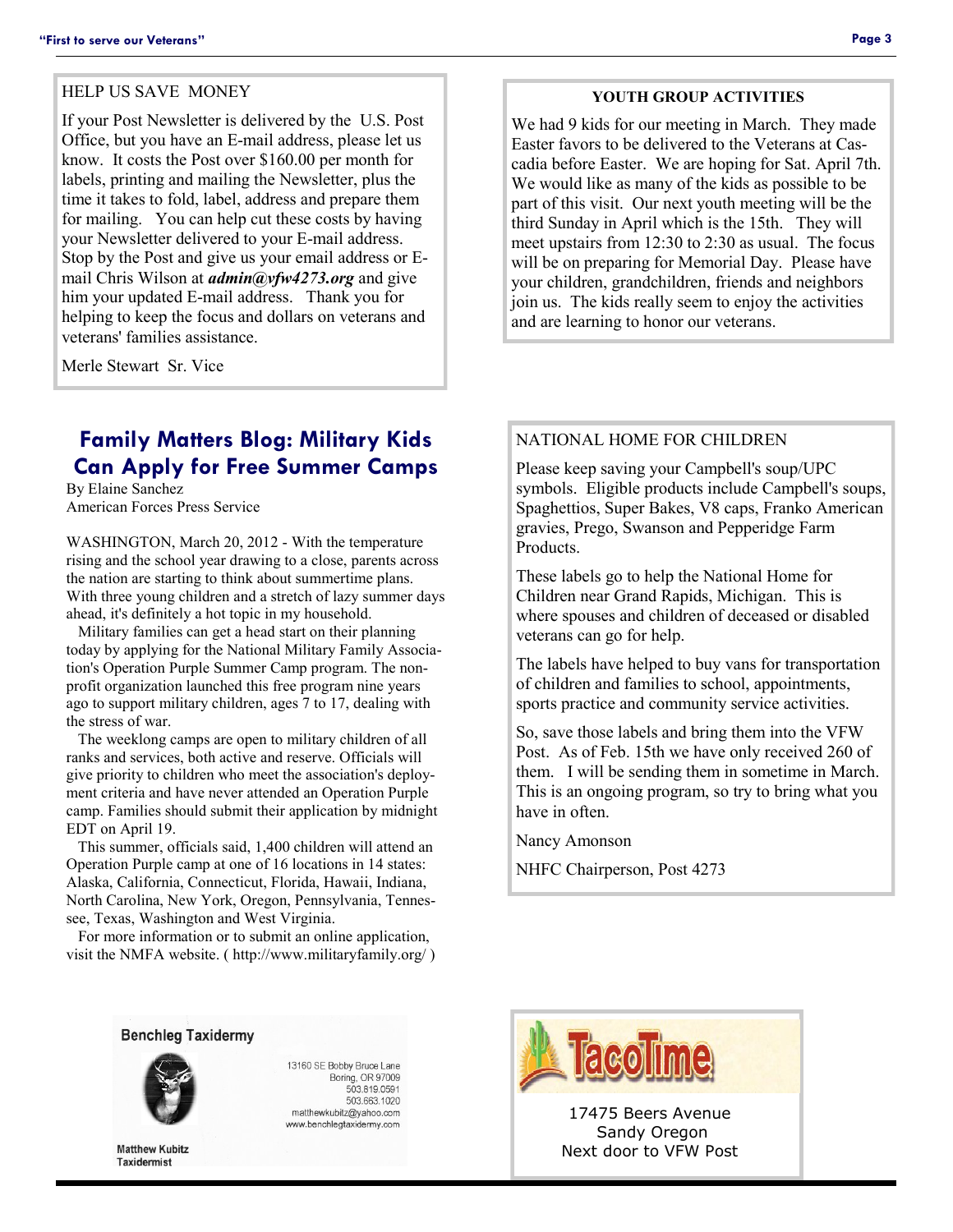## HELP US SAVE MONEY

If your Post Newsletter is delivered by the U.S. Post Office, but you have an E-mail address, please let us know. It costs the Post over $160.00 per month for labels, printing and mailing the Newsletter, plus the time it takes to fold, label, address and prepare them for mailing. You can help cut these costs by having your Newsletter delivered to your E-mail address. Stop by the Post and give us your email address or E-mail Chris Wilson at ***admin@vfw4273.org*** and give him your updated E-mail address. Thank you for helping to keep the focus and dollars on veterans and veterans' families assistance.

Merle Stewart Sr. Vice

## YOUTH GROUP ACTIVITIES

We had 9 kids for our meeting in March. They made Easter favors to be delivered to the Veterans at Cascadia before Easter. We are hoping for Sat. April 7th. We would like as many of the kids as possible to be part of this visit. Our next youth meeting will be the third Sunday in April which is the 15th. They will meet upstairs from 12:30 to 2:30 as usual. The focus will be on preparing for Memorial Day. Please have your children, grandchildren, friends and neighbors join us. The kids really seem to enjoy the activities and are learning to honor our veterans.

## Family Matters Blog: Military Kids Can Apply for Free Summer Camps

By Elaine Sanchez
American Forces Press Service

WASHINGTON, March 20, 2012 - With the temperature rising and the school year drawing to a close, parents across the nation are starting to think about summertime plans. With three young children and a stretch of lazy summer days ahead, it's definitely a hot topic in my household.

Military families can get a head start on their planning today by applying for the National Military Family Association's Operation Purple Summer Camp program. The non-profit organization launched this free program nine years ago to support military children, ages 7 to 17, dealing with the stress of war.

The weeklong camps are open to military children of all ranks and services, both active and reserve. Officials will give priority to children who meet the association's deployment criteria and have never attended an Operation Purple camp. Families should submit their application by midnight EDT on April 19.

This summer, officials said, 1,400 children will attend an Operation Purple camp at one of 16 locations in 14 states: Alaska, California, Connecticut, Florida, Hawaii, Indiana, North Carolina, New York, Oregon, Pennsylvania, Tennessee, Texas, Washington and West Virginia.

For more information or to submit an online application, visit the NMFA website. ( http://www.militaryfamily.org/ )

## NATIONAL HOME FOR CHILDREN

Please keep saving your Campbell's soup/UPC symbols. Eligible products include Campbell's soups, Spaghettios, Super Bakes, V8 caps, Franko American gravies, Prego, Swanson and Pepperidge Farm Products.

These labels go to help the National Home for Children near Grand Rapids, Michigan. This is where spouses and children of deceased or disabled veterans can go for help.

The labels have helped to buy vans for transportation of children and families to school, appointments, sports practice and community service activities.

So, save those labels and bring them into the VFW Post. As of Feb. 15th we have only received 260 of them. I will be sending them in sometime in March. This is an ongoing program, so try to bring what you have in often.

Nancy Amonson

NHFC Chairperson, Post 4273

**Benchleg Taxidermy**

13160 SE Bobby Bruce Lane
Boring, OR 97009
503.819.0591
503.663.1020
matthewkubitz@yahoo.com
www.benchlegtaxidermy.com

Matthew Kubitz
Taxidermist

**TacoTime**

17475 Beers Avenue
Sandy Oregon
Next door to VFW Post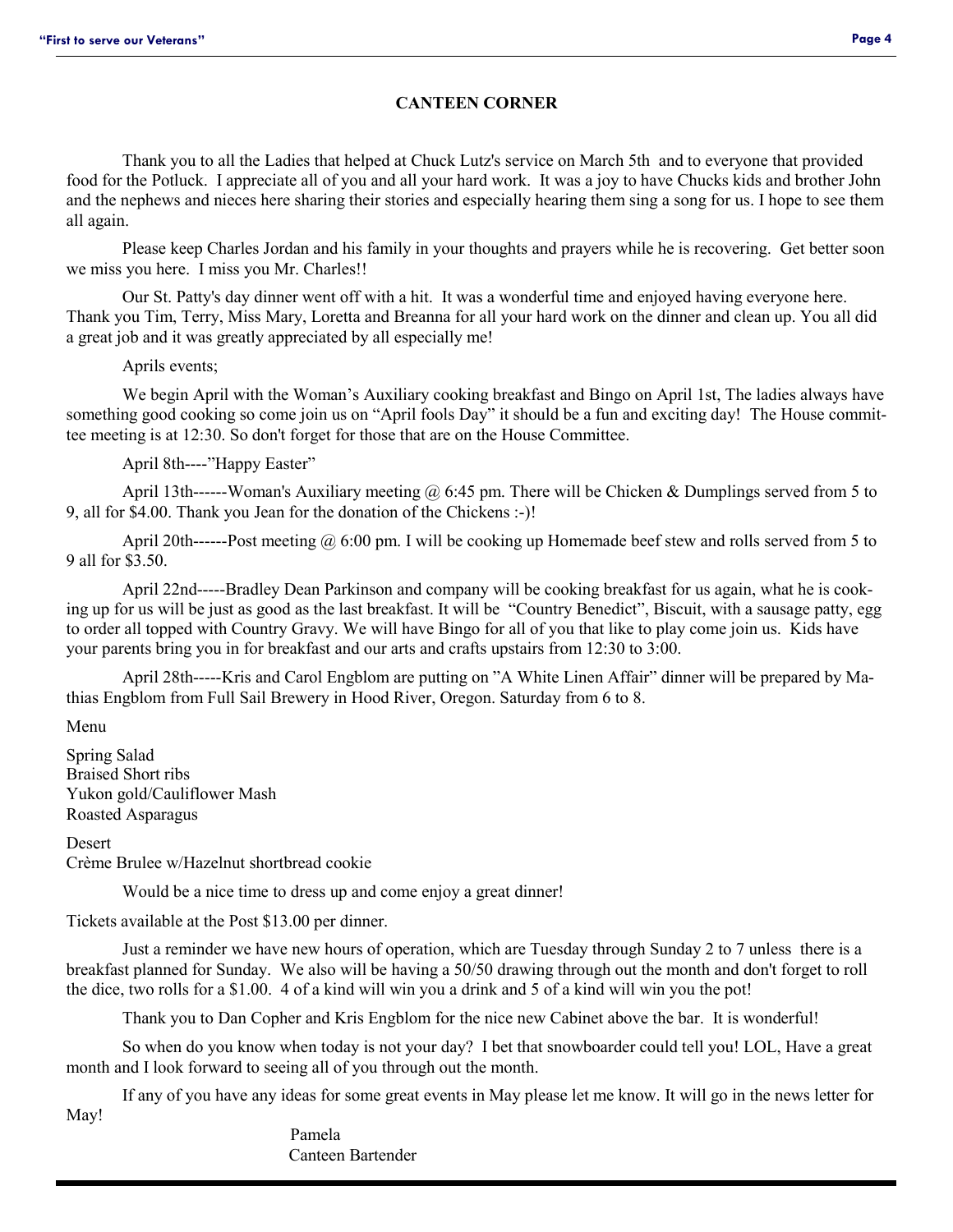## CANTEEN CORNER

Thank you to all the Ladies that helped at Chuck Lutz's service on March 5th and to everyone that provided food for the Potluck. I appreciate all of you and all your hard work. It was a joy to have Chucks kids and brother John and the nephews and nieces here sharing their stories and especially hearing them sing a song for us. I hope to see them all again.

Please keep Charles Jordan and his family in your thoughts and prayers while he is recovering. Get better soon we miss you here. I miss you Mr. Charles!!

Our St. Patty's day dinner went off with a hit. It was a wonderful time and enjoyed having everyone here. Thank you Tim, Terry, Miss Mary, Loretta and Breanna for all your hard work on the dinner and clean up. You all did a great job and it was greatly appreciated by all especially me!

Aprils events;

We begin April with the Woman's Auxiliary cooking breakfast and Bingo on April 1st, The ladies always have something good cooking so come join us on "April fools Day" it should be a fun and exciting day! The House committee meeting is at 12:30. So don't forget for those that are on the House Committee.

April 8th----"Happy Easter"

April 13th------Woman's Auxiliary meeting @ 6:45 pm. There will be Chicken & Dumplings served from 5 to 9, all for $4.00. Thank you Jean for the donation of the Chickens :-)!

April 20th------Post meeting @ 6:00 pm. I will be cooking up Homemade beef stew and rolls served from 5 to 9 all for $3.50.

April 22nd-----Bradley Dean Parkinson and company will be cooking breakfast for us again, what he is cooking up for us will be just as good as the last breakfast. It will be "Country Benedict", Biscuit, with a sausage patty, egg to order all topped with Country Gravy. We will have Bingo for all of you that like to play come join us. Kids have your parents bring you in for breakfast and our arts and crafts upstairs from 12:30 to 3:00.

April 28th-----Kris and Carol Engblom are putting on "A White Linen Affair" dinner will be prepared by Mathias Engblom from Full Sail Brewery in Hood River, Oregon. Saturday from 6 to 8.

Menu

Spring Salad
Braised Short ribs
Yukon gold/Cauliflower Mash
Roasted Asparagus

Desert
Crème Brulee w/Hazelnut shortbread cookie

Would be a nice time to dress up and come enjoy a great dinner!

Tickets available at the Post $13.00 per dinner.

Just a reminder we have new hours of operation, which are Tuesday through Sunday 2 to 7 unless there is a breakfast planned for Sunday. We also will be having a 50/50 drawing through out the month and don't forget to roll the dice, two rolls for a $1.00. 4 of a kind will win you a drink and 5 of a kind will win you the pot!

Thank you to Dan Copher and Kris Engblom for the nice new Cabinet above the bar. It is wonderful!

So when do you know when today is not your day? I bet that snowboarder could tell you! LOL, Have a great month and I look forward to seeing all of you through out the month.

If any of you have any ideas for some great events in May please let me know. It will go in the news letter for May!

Pamela
Canteen Bartender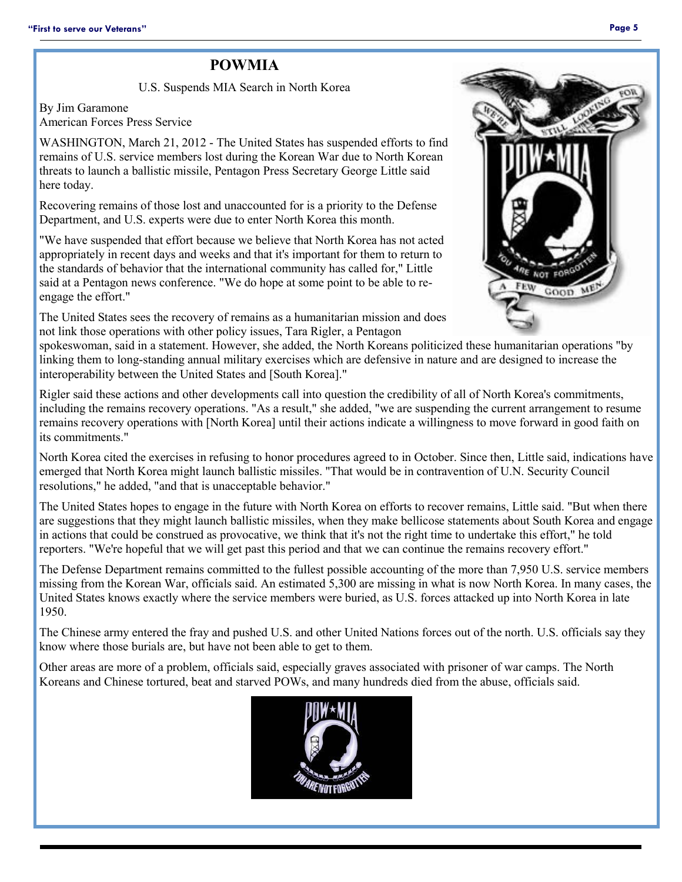# POWMIA

U.S. Suspends MIA Search in North Korea

By Jim Garamone
American Forces Press Service

WASHINGTON, March 21, 2012 - The United States has suspended efforts to find remains of U.S. service members lost during the Korean War due to North Korean threats to launch a ballistic missile, Pentagon Press Secretary George Little said here today.

Recovering remains of those lost and unaccounted for is a priority to the Defense Department, and U.S. experts were due to enter North Korea this month.

"We have suspended that effort because we believe that North Korea has not acted appropriately in recent days and weeks and that it's important for them to return to the standards of behavior that the international community has called for," Little said at a Pentagon news conference. "We do hope at some point to be able to re-engage the effort."

The United States sees the recovery of remains as a humanitarian mission and does not link those operations with other policy issues, Tara Rigler, a Pentagon spokeswoman, said in a statement. However, she added, the North Koreans politicized these humanitarian operations "by linking them to long-standing annual military exercises which are defensive in nature and are designed to increase the interoperability between the United States and [South Korea]."

Rigler said these actions and other developments call into question the credibility of all of North Korea's commitments, including the remains recovery operations. "As a result," she added, "we are suspending the current arrangement to resume remains recovery operations with [North Korea] until their actions indicate a willingness to move forward in good faith on its commitments."

North Korea cited the exercises in refusing to honor procedures agreed to in October. Since then, Little said, indications have emerged that North Korea might launch ballistic missiles. "That would be in contravention of U.N. Security Council resolutions," he added, "and that is unacceptable behavior."

The United States hopes to engage in the future with North Korea on efforts to recover remains, Little said. "But when there are suggestions that they might launch ballistic missiles, when they make bellicose statements about South Korea and engage in actions that could be construed as provocative, we think that it's not the right time to undertake this effort," he told reporters. "We're hopeful that we will get past this period and that we can continue the remains recovery effort."

The Defense Department remains committed to the fullest possible accounting of the more than 7,950 U.S. service members missing from the Korean War, officials said. An estimated 5,300 are missing in what is now North Korea. In many cases, the United States knows exactly where the service members were buried, as U.S. forces attacked up into North Korea in late 1950.

The Chinese army entered the fray and pushed U.S. and other United Nations forces out of the north. U.S. officials say they know where those burials are, but have not been able to get to them.

Other areas are more of a problem, officials said, especially graves associated with prisoner of war camps. The North Koreans and Chinese tortured, beat and starved POWs, and many hundreds died from the abuse, officials said.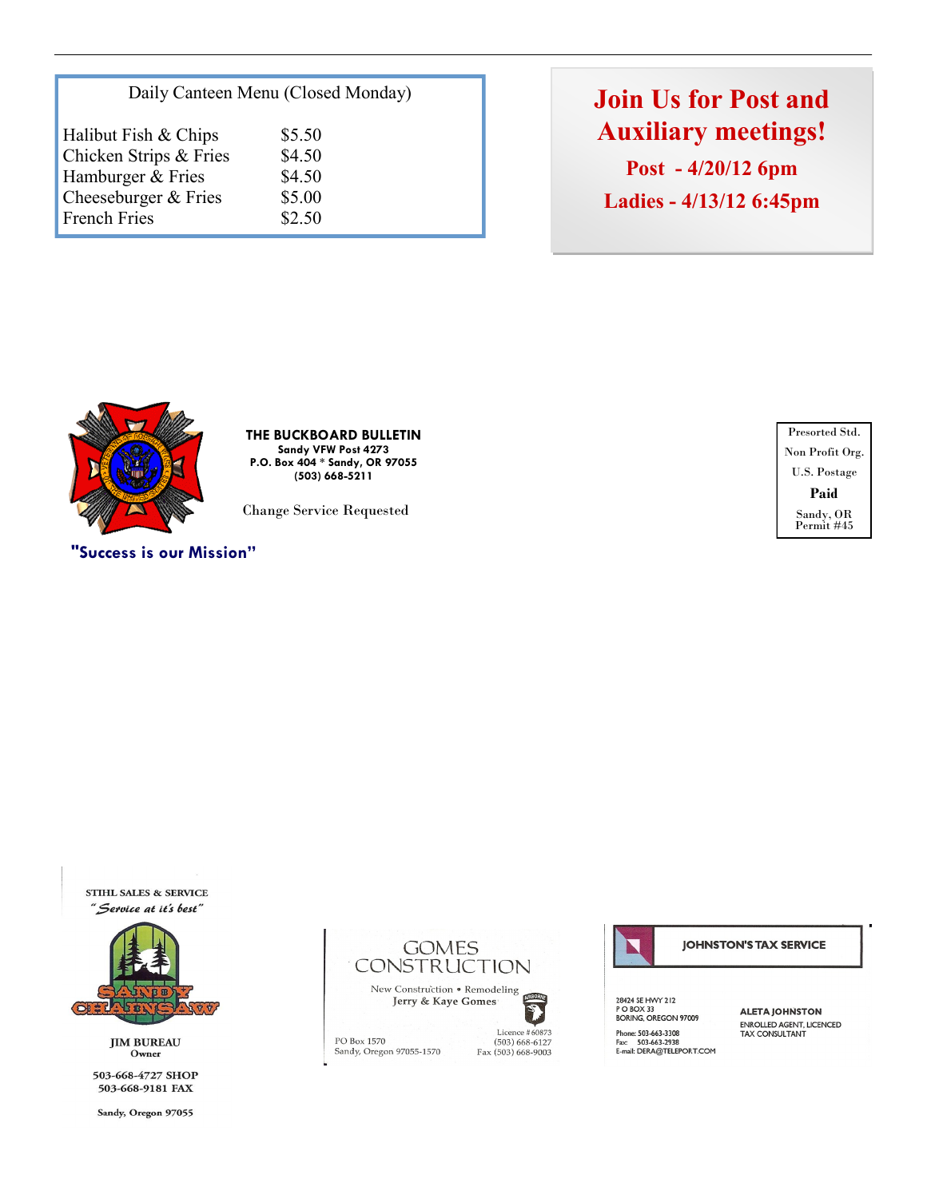Daily Canteen Menu (Closed Monday)

| | |
|---|---|
| Halibut Fish & Chips | $5.50 |
| Chicken Strips & Fries | $4.50 |
| Hamburger & Fries | $4.50 |
| Cheeseburger & Fries | $5.00 |
| French Fries | $2.50 |

## Join Us for Post and Auxiliary meetings!

**Post - 4/20/12 6pm**

**Ladies - 4/13/12 6:45pm**

**THE BUCKBOARD BULLETIN**
**Sandy VFW Post 4273**
**P.O. Box 404 * Sandy, OR 97055**
**(503) 668-5211**

Change Service Requested

**"Success is our Mission"**

Presorted Std.
Non Profit Org.
U.S. Postage
**Paid**
Sandy, OR
Permit #45

STIHL SALES & SERVICE
*"Service at it's best"*
SANDY CHAINSAW
JIM BUREAU
Owner
503-668-4727 SHOP
503-668-9181 FAX
Sandy, Oregon 97055

GOMES CONSTRUCTION
New Construction • Remodeling
Jerry & Kaye Gomes
Licence # 60873
PO Box 1570
Sandy, Oregon 97055-1570
(503) 668-6127
Fax (503) 668-9003

JOHNSTON'S TAX SERVICE
28424 SE HWY 212
P O BOX 33
BORING, OREGON 97009
Phone: 503-663-3308
Fax: 503-663-2938
E-mail: DERA@TELEPORT.COM
ALETA JOHNSTON
ENROLLED AGENT, LICENCED TAX CONSULTANT